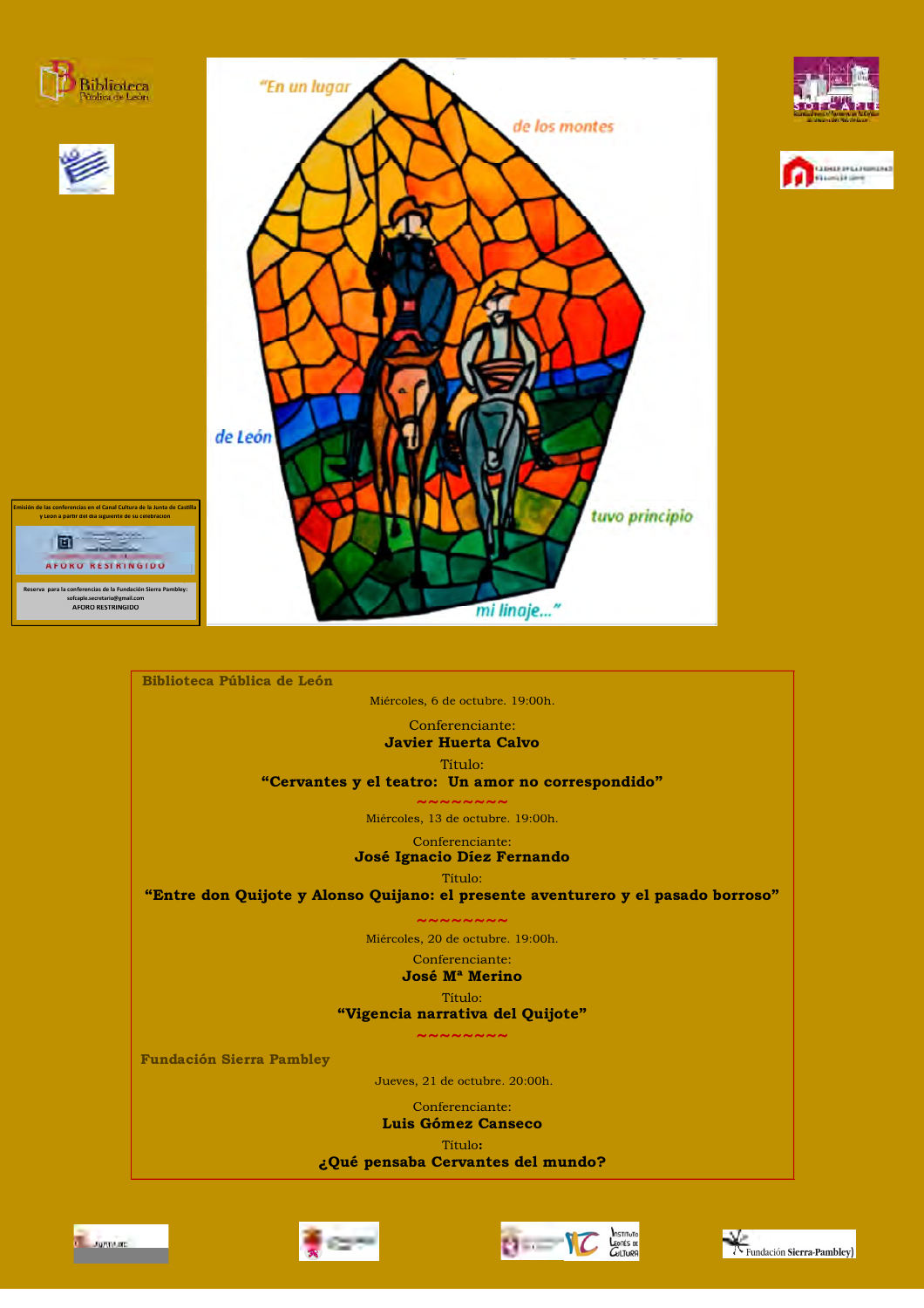"En un lugar de los montes de León tuvo principio mi linaje..."

Emisión de las conferencias en el Canal Cultura de la Junta de Castilla y Leon a partir del dia siguente de su celebracion

AFORO RESTRINGIDO

Reserva para la conferencias de la Fundación Sierra Pambley: sofcaple.secretario@gmail.com
AFORO RESTRINGIDO

**Biblioteca Pública de León**

Miércoles, 6 de octubre. 19:00h.

Conferenciante:
**Javier Huerta Calvo**

Título:
**"Cervantes y el teatro: Un amor no correspondido"**

~~~~~~~~

Miércoles, 13 de octubre. 19:00h.

Conferenciante:
**José Ignacio Díez Fernando**

Título:
**"Entre don Quijote y Alonso Quijano: el presente aventurero y el pasado borroso"**

~~~~~~~~

Miércoles, 20 de octubre. 19:00h.

Conferenciante:
**José Mª Merino**

Título:
**"Vigencia narrativa del Quijote"**

~~~~~~~~

**Fundación Sierra Pambley**

Jueves, 21 de octubre. 20:00h.

Conferenciante:
**Luis Gómez Canseco**

Título:
**¿Qué pensaba Cervantes del mundo?**

Instituto Leonés de Cultura

Fundación Sierra-Pambley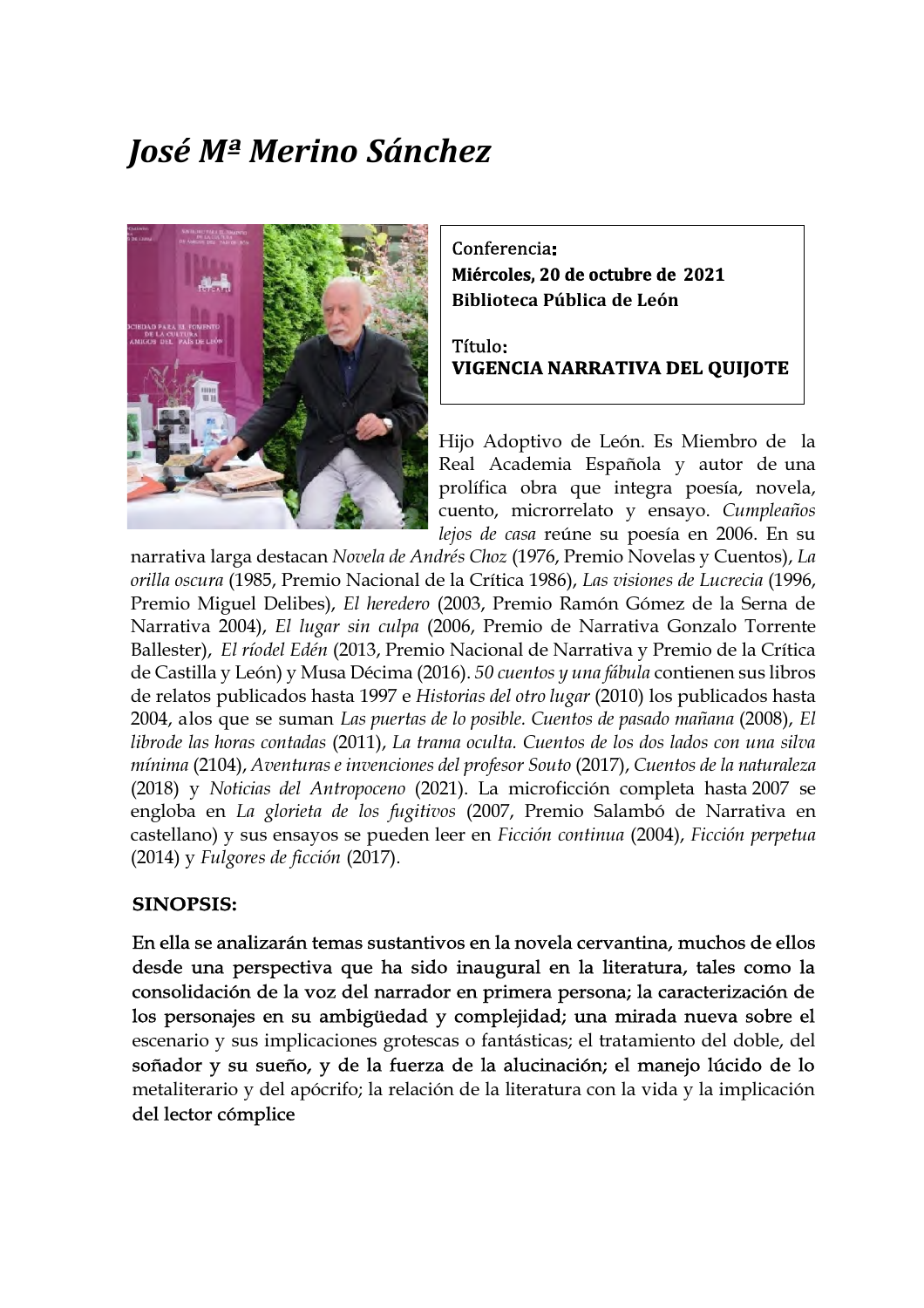# *José Mª Merino Sánchez*

**Conferencia:**
**Miércoles, 20 de octubre de 2021**
**Biblioteca Pública de León**

**Título:**
**VIGENCIA NARRATIVA DEL QUIJOTE**

Hijo Adoptivo de León. Es Miembro de la Real Academia Española y autor de una prolífica obra que integra poesía, novela, cuento, microrrelato y ensayo. *Cumpleaños lejos de casa* reúne su poesía en 2006. En su narrativa larga destacan *Novela de Andrés Choz* (1976, Premio Novelas y Cuentos), *La orilla oscura* (1985, Premio Nacional de la Crítica 1986), *Las visiones de Lucrecia* (1996, Premio Miguel Delibes), *El heredero* (2003, Premio Ramón Gómez de la Serna de Narrativa 2004), *El lugar sin culpa* (2006, Premio de Narrativa Gonzalo Torrente Ballester), *El ríodel Edén* (2013, Premio Nacional de Narrativa y Premio de la Crítica de Castilla y León) y Musa Décima (2016). *50 cuentos y una fábula* contienen sus libros de relatos publicados hasta 1997 e *Historias del otro lugar* (2010) los publicados hasta 2004, alos que se suman *Las puertas de lo posible. Cuentos de pasado mañana* (2008), *El librode las horas contadas* (2011), *La trama oculta. Cuentos de los dos lados con una silva mínima* (2104), *Aventuras e invenciones del profesor Souto* (2017), *Cuentos de la naturaleza* (2018) y *Noticias del Antropoceno* (2021). La microficción completa hasta 2007 se engloba en *La glorieta de los fugitivos* (2007, Premio Salambó de Narrativa en castellano) y sus ensayos se pueden leer en *Ficción continua* (2004), *Ficción perpetua* (2014) y *Fulgores de ficción* (2017).

**SINOPSIS:**

**En ella se analizarán temas sustantivos en la novela cervantina, muchos de ellos desde una perspectiva que ha sido inaugural en la literatura, tales como la consolidación de la voz del narrador en primera persona; la caracterización de los personajes en su ambigüedad y complejidad; una mirada nueva sobre el** escenario y sus implicaciones grotescas o fantásticas; el tratamiento del doble, del **soñador y su sueño, y de la fuerza de la alucinación; el manejo lúcido de lo** metaliterario y del apócrifo; la relación de la literatura con la vida y la implicación **del lector cómplice**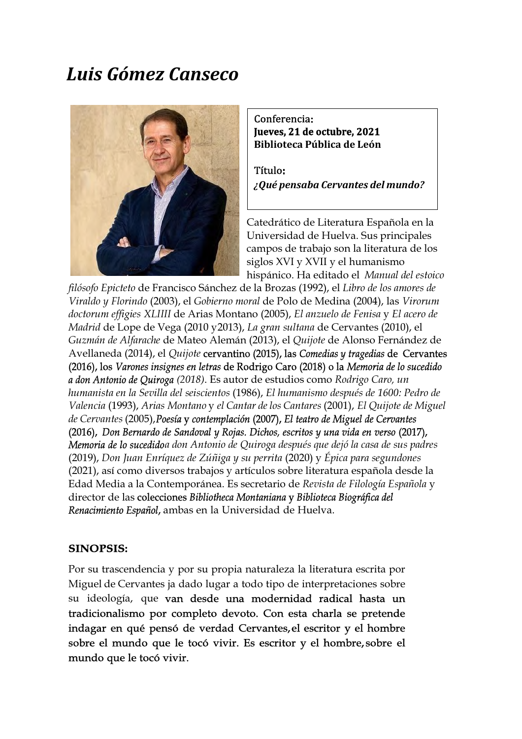# *Luis Gómez Canseco*

Conferencia:
**Jueves, 21 de octubre, 2021**
**Biblioteca Pública de León**

Título:
***¿Qué pensaba Cervantes del mundo?***

Catedrático de Literatura Española en la Universidad de Huelva. Sus principales campos de trabajo son la literatura de los siglos XVI y XVII y el humanismo hispánico. Ha editado el *Manual del estoico filósofo Epicteto* de Francisco Sánchez de la Brozas (1992), el *Libro de los amores de Viraldo y Florindo* (2003), el *Gobierno moral* de Polo de Medina (2004), las *Virorum doctorum effigies XLIIII* de Arias Montano (2005), *El anzuelo de Fenisa* y *El acero de Madrid* de Lope de Vega (2010 y2013), *La gran sultana* de Cervantes (2010), el *Guzmán de Alfarache* de Mateo Alemán (2013), el *Quijote* de Alonso Fernández de Avellaneda (2014), el *Quijote* cervantino (2015), las *Comedias y tragedias* de Cervantes (2016), los *Varones insignes en letras* de Rodrigo Caro (2018) o la *Memoria de lo sucedido a don Antonio de Quiroga (2018)*. Es autor de estudios como *Rodrigo Caro, un humanista en la Sevilla del seiscientos* (1986), *El humanismo después de 1600: Pedro de Valencia* (1993), *Arias Montano* y *el Cantar de los Cantares* (2001), *El Quijote de Miguel de Cervantes* (2005),*Poesía* y *contemplación* (2007), *El teatro de Miguel de Cervantes* (2016), *Don Bernardo de Sandoval y Rojas. Dichos, escritos y una vida en verso* (2017), *Memoria de lo sucedidoa don Antonio de Quiroga después que dejó la casa de sus padres* (2019), *Don Juan Enríquez de Zúñiga y su perrita* (2020) y *Épica para segundones* (2021), así como diversos trabajos y artículos sobre literatura española desde la Edad Media a la Contemporánea. Es secretario de *Revista de Filología Española* y director de las colecciones *Bibliotheca Montaniana* y *Biblioteca Biográfica del Renacimiento Español*, ambas en la Universidad de Huelva.

**SINOPSIS:**

Por su trascendencia y por su propia naturaleza la literatura escrita por Miguel de Cervantes ja dado lugar a todo tipo de interpretaciones sobre su ideología, que van desde una modernidad radical hasta un tradicionalismo por completo devoto. Con esta charla se pretende indagar en qué pensó de verdad Cervantes,el escritor y el hombre sobre el mundo que le tocó vivir. Es escritor y el hombre,sobre el mundo que le tocó vivir.